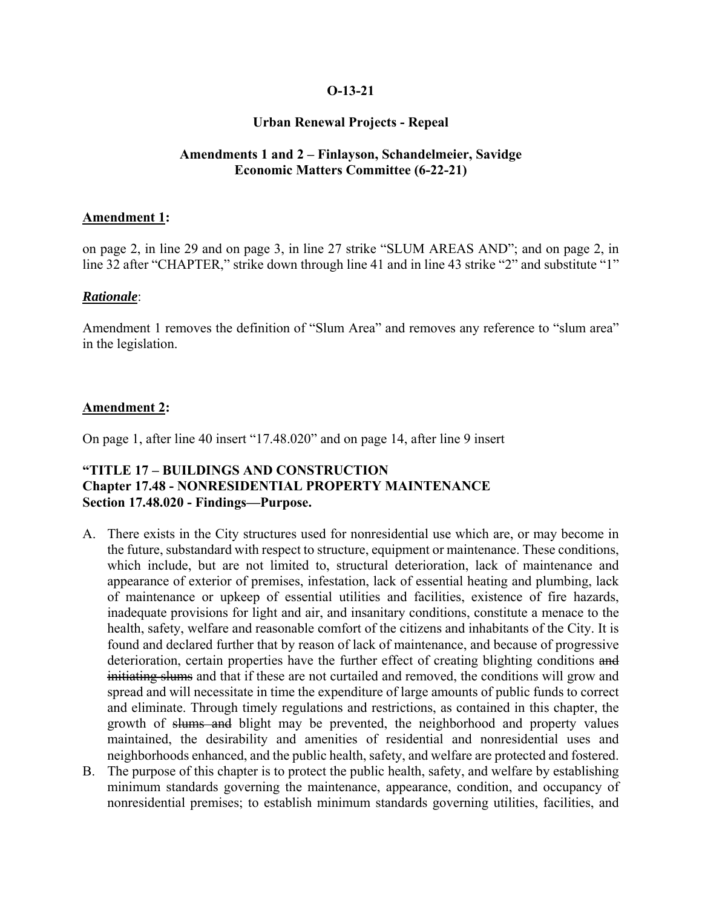**O-13-21**

**Urban Renewal Projects - Repeal**

**Amendments 1 and 2 – Finlayson, Schandelmeier, Savidge**
**Economic Matters Committee (6-22-21)**

**Amendment 1:**

on page 2, in line 29 and on page 3, in line 27 strike "SLUM AREAS AND"; and on page 2, in line 32 after "CHAPTER," strike down through line 41 and in line 43 strike "2" and substitute "1"

***Rationale***:

Amendment 1 removes the definition of "Slum Area" and removes any reference to "slum area" in the legislation.

**Amendment 2:**

On page 1, after line 40 insert "17.48.020" and on page 14, after line 9 insert

**"TITLE 17 – BUILDINGS AND CONSTRUCTION**
**Chapter 17.48 - NONRESIDENTIAL PROPERTY MAINTENANCE**
**Section 17.48.020 - Findings—Purpose.**

A. There exists in the City structures used for nonresidential use which are, or may become in the future, substandard with respect to structure, equipment or maintenance. These conditions, which include, but are not limited to, structural deterioration, lack of maintenance and appearance of exterior of premises, infestation, lack of essential heating and plumbing, lack of maintenance or upkeep of essential utilities and facilities, existence of fire hazards, inadequate provisions for light and air, and insanitary conditions, constitute a menace to the health, safety, welfare and reasonable comfort of the citizens and inhabitants of the City. It is found and declared further that by reason of lack of maintenance, and because of progressive deterioration, certain properties have the further effect of creating blighting conditions ~~and initiating slums~~ and that if these are not curtailed and removed, the conditions will grow and spread and will necessitate in time the expenditure of large amounts of public funds to correct and eliminate. Through timely regulations and restrictions, as contained in this chapter, the growth of ~~slums and~~ blight may be prevented, the neighborhood and property values maintained, the desirability and amenities of residential and nonresidential uses and neighborhoods enhanced, and the public health, safety, and welfare are protected and fostered.

B. The purpose of this chapter is to protect the public health, safety, and welfare by establishing minimum standards governing the maintenance, appearance, condition, and occupancy of nonresidential premises; to establish minimum standards governing utilities, facilities, and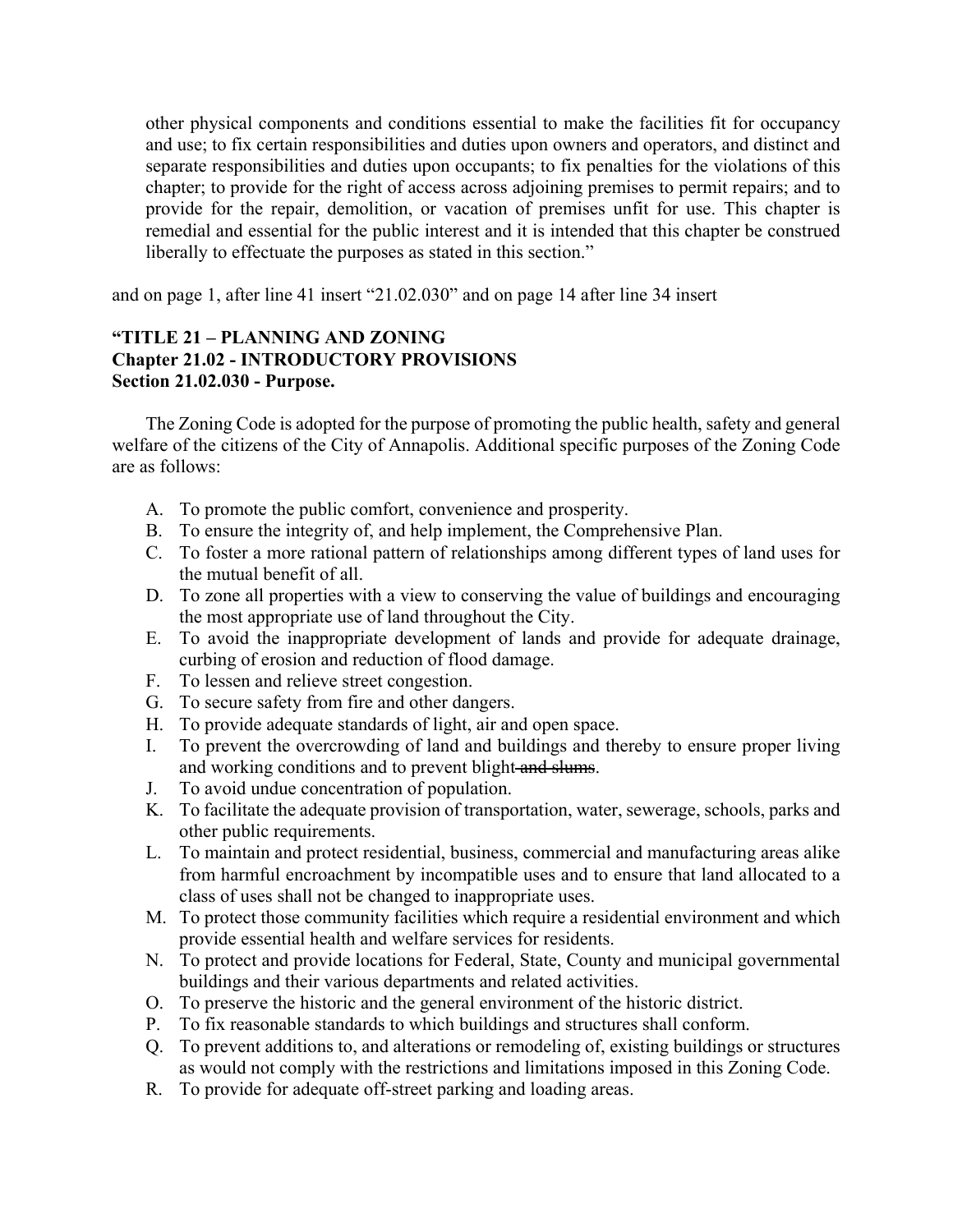other physical components and conditions essential to make the facilities fit for occupancy and use; to fix certain responsibilities and duties upon owners and operators, and distinct and separate responsibilities and duties upon occupants; to fix penalties for the violations of this chapter; to provide for the right of access across adjoining premises to permit repairs; and to provide for the repair, demolition, or vacation of premises unfit for use. This chapter is remedial and essential for the public interest and it is intended that this chapter be construed liberally to effectuate the purposes as stated in this section."

and on page 1, after line 41 insert "21.02.030" and on page 14 after line 34 insert

**"TITLE 21 – PLANNING AND ZONING**
**Chapter 21.02 - INTRODUCTORY PROVISIONS**
**Section 21.02.030 - Purpose.**

The Zoning Code is adopted for the purpose of promoting the public health, safety and general welfare of the citizens of the City of Annapolis. Additional specific purposes of the Zoning Code are as follows:

A. To promote the public comfort, convenience and prosperity.
B. To ensure the integrity of, and help implement, the Comprehensive Plan.
C. To foster a more rational pattern of relationships among different types of land uses for the mutual benefit of all.
D. To zone all properties with a view to conserving the value of buildings and encouraging the most appropriate use of land throughout the City.
E. To avoid the inappropriate development of lands and provide for adequate drainage, curbing of erosion and reduction of flood damage.
F. To lessen and relieve street congestion.
G. To secure safety from fire and other dangers.
H. To provide adequate standards of light, air and open space.
I. To prevent the overcrowding of land and buildings and thereby to ensure proper living and working conditions and to prevent blight ~~and slums~~.
J. To avoid undue concentration of population.
K. To facilitate the adequate provision of transportation, water, sewerage, schools, parks and other public requirements.
L. To maintain and protect residential, business, commercial and manufacturing areas alike from harmful encroachment by incompatible uses and to ensure that land allocated to a class of uses shall not be changed to inappropriate uses.
M. To protect those community facilities which require a residential environment and which provide essential health and welfare services for residents.
N. To protect and provide locations for Federal, State, County and municipal governmental buildings and their various departments and related activities.
O. To preserve the historic and the general environment of the historic district.
P. To fix reasonable standards to which buildings and structures shall conform.
Q. To prevent additions to, and alterations or remodeling of, existing buildings or structures as would not comply with the restrictions and limitations imposed in this Zoning Code.
R. To provide for adequate off-street parking and loading areas.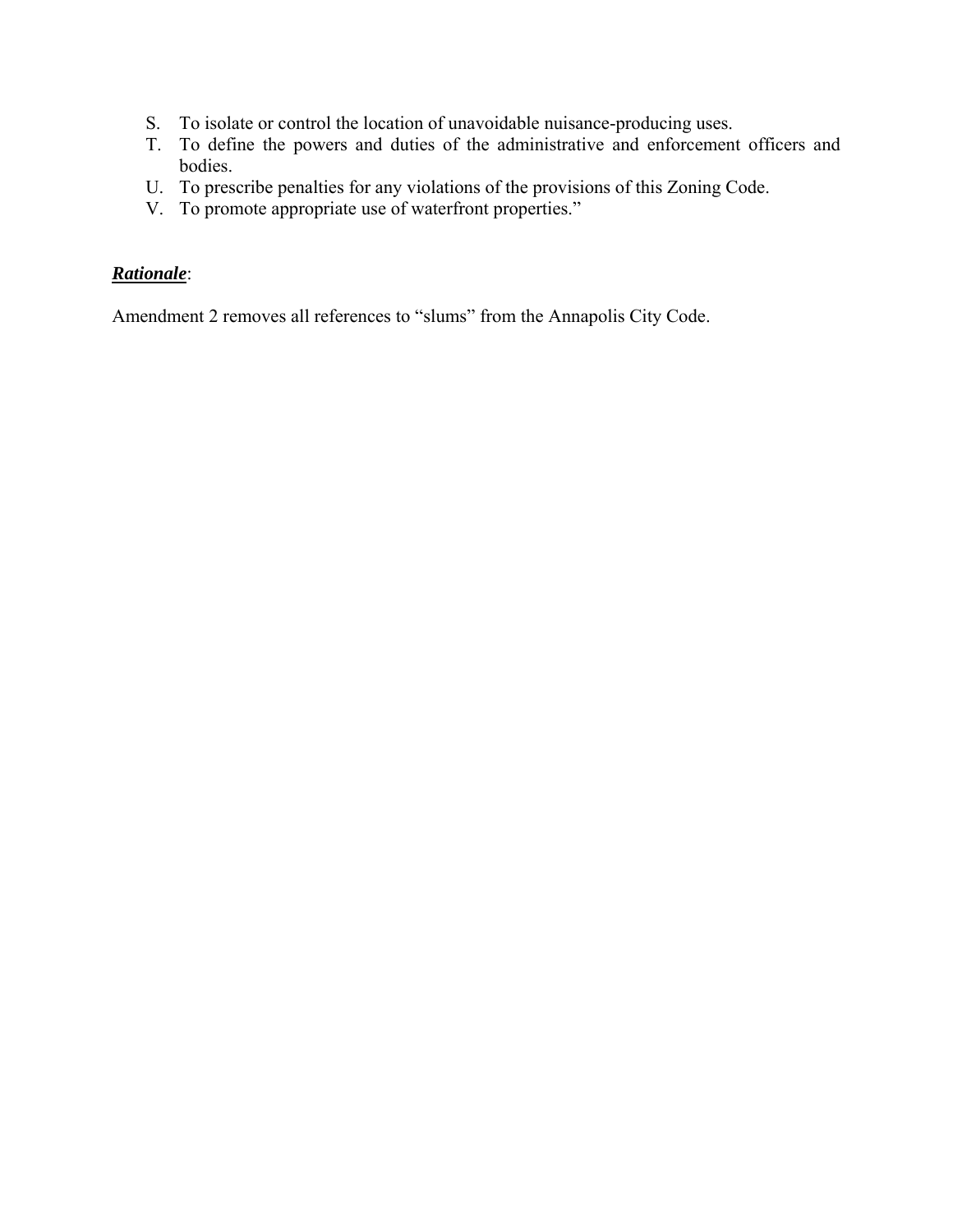S. To isolate or control the location of unavoidable nuisance-producing uses.
T. To define the powers and duties of the administrative and enforcement officers and bodies.
U. To prescribe penalties for any violations of the provisions of this Zoning Code.
V. To promote appropriate use of waterfront properties."

***Rationale***:

Amendment 2 removes all references to "slums" from the Annapolis City Code.